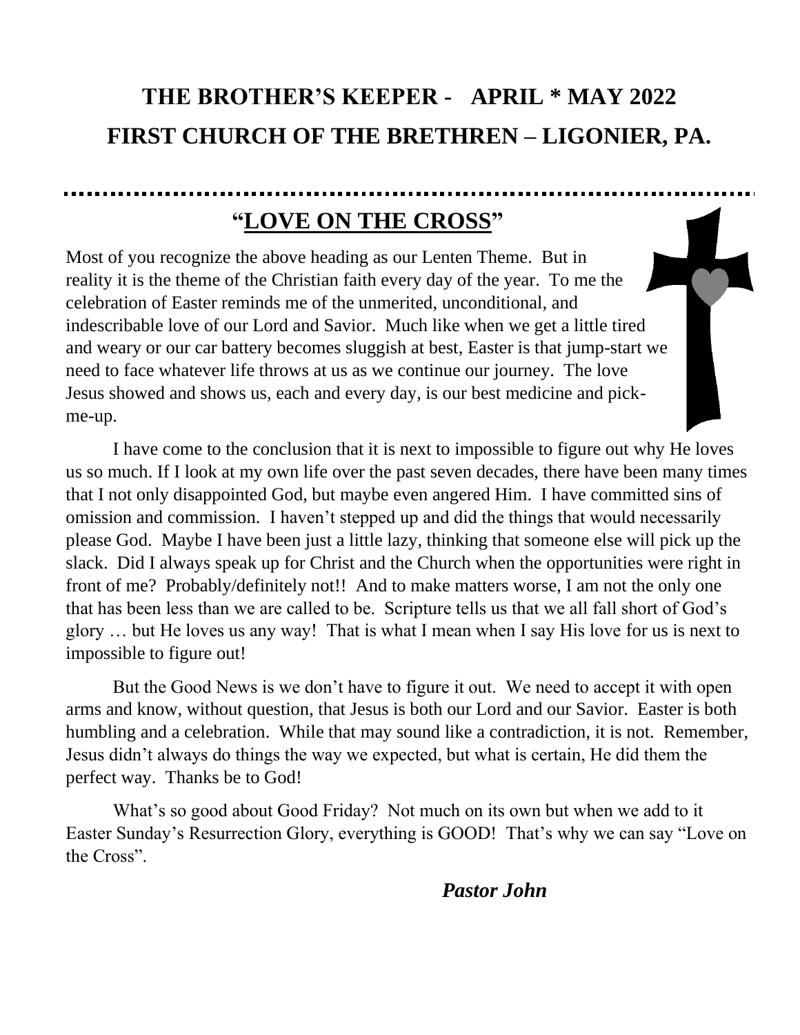# THE BROTHER'S KEEPER - APRIL * MAY 2022

# FIRST CHURCH OF THE BRETHREN – LIGONIER, PA.

## "LOVE ON THE CROSS"

Most of you recognize the above heading as our Lenten Theme. But in reality it is the theme of the Christian faith every day of the year. To me the celebration of Easter reminds me of the unmerited, unconditional, and indescribable love of our Lord and Savior. Much like when we get a little tired and weary or our car battery becomes sluggish at best, Easter is that jump-start we need to face whatever life throws at us as we continue our journey. The love Jesus showed and shows us, each and every day, is our best medicine and pick-me-up.

I have come to the conclusion that it is next to impossible to figure out why He loves us so much. If I look at my own life over the past seven decades, there have been many times that I not only disappointed God, but maybe even angered Him. I have committed sins of omission and commission. I haven't stepped up and did the things that would necessarily please God. Maybe I have been just a little lazy, thinking that someone else will pick up the slack. Did I always speak up for Christ and the Church when the opportunities were right in front of me? Probably/definitely not!! And to make matters worse, I am not the only one that has been less than we are called to be. Scripture tells us that we all fall short of God's glory … but He loves us any way! That is what I mean when I say His love for us is next to impossible to figure out!

But the Good News is we don't have to figure it out. We need to accept it with open arms and know, without question, that Jesus is both our Lord and our Savior. Easter is both humbling and a celebration. While that may sound like a contradiction, it is not. Remember, Jesus didn't always do things the way we expected, but what is certain, He did them the perfect way. Thanks be to God!

What's so good about Good Friday? Not much on its own but when we add to it Easter Sunday's Resurrection Glory, everything is GOOD! That's why we can say "Love on the Cross".

***Pastor John***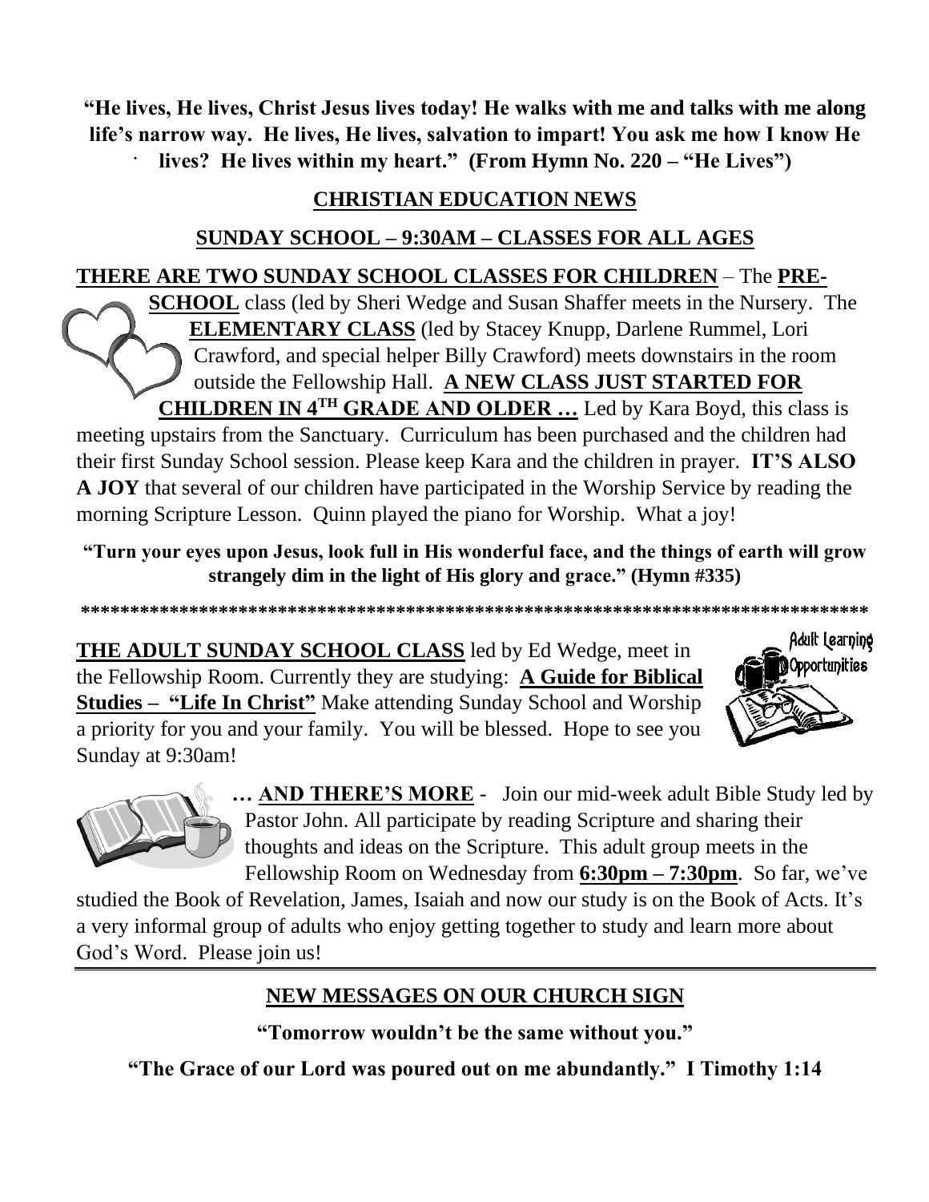**"He lives, He lives, Christ Jesus lives today! He walks with me and talks with me along life's narrow way. He lives, He lives, salvation to impart! You ask me how I know He lives? He lives within my heart." (From Hymn No. 220 – "He Lives")**

## CHRISTIAN EDUCATION NEWS

## SUNDAY SCHOOL – 9:30AM – CLASSES FOR ALL AGES

**THERE ARE TWO SUNDAY SCHOOL CLASSES FOR CHILDREN** – The **PRE-SCHOOL** class (led by Sheri Wedge and Susan Shaffer meets in the Nursery. The **ELEMENTARY CLASS** (led by Stacey Knupp, Darlene Rummel, Lori Crawford, and special helper Billy Crawford) meets downstairs in the room outside the Fellowship Hall. **A NEW CLASS JUST STARTED FOR CHILDREN IN 4TH GRADE AND OLDER …** Led by Kara Boyd, this class is meeting upstairs from the Sanctuary. Curriculum has been purchased and the children had their first Sunday School session. Please keep Kara and the children in prayer. **IT'S ALSO A JOY** that several of our children have participated in the Worship Service by reading the morning Scripture Lesson. Quinn played the piano for Worship. What a joy!

**"Turn your eyes upon Jesus, look full in His wonderful face, and the things of earth will grow strangely dim in the light of His glory and grace." (Hymn #335)**

*********************************************************************************

**THE ADULT SUNDAY SCHOOL CLASS** led by Ed Wedge, meet in the Fellowship Room. Currently they are studying: **A Guide for Biblical Studies – "Life In Christ"** Make attending Sunday School and Worship a priority for you and your family. You will be blessed. Hope to see you Sunday at 9:30am!

**… AND THERE'S MORE** - Join our mid-week adult Bible Study led by Pastor John. All participate by reading Scripture and sharing their thoughts and ideas on the Scripture. This adult group meets in the Fellowship Room on Wednesday from **6:30pm – 7:30pm**. So far, we've studied the Book of Revelation, James, Isaiah and now our study is on the Book of Acts. It's a very informal group of adults who enjoy getting together to study and learn more about God's Word. Please join us!

---

## NEW MESSAGES ON OUR CHURCH SIGN

**"Tomorrow wouldn't be the same without you."**

**"The Grace of our Lord was poured out on me abundantly." I Timothy 1:14**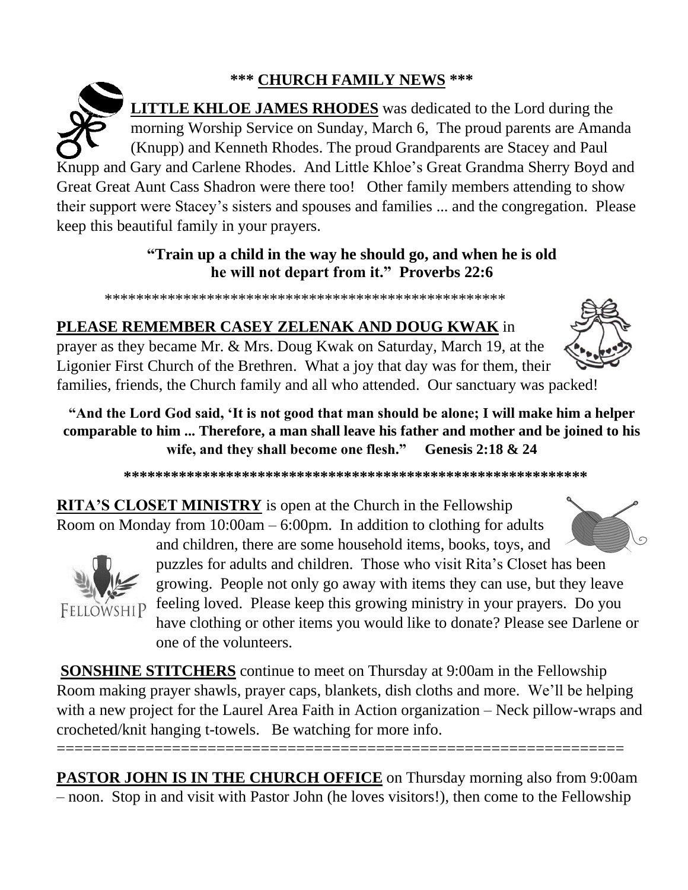## \*\*\* CHURCH FAMILY NEWS \*\*\*

**LITTLE KHLOE JAMES RHODES** was dedicated to the Lord during the morning Worship Service on Sunday, March 6, The proud parents are Amanda (Knupp) and Kenneth Rhodes. The proud Grandparents are Stacey and Paul Knupp and Gary and Carlene Rhodes. And Little Khloe's Great Grandma Sherry Boyd and Great Great Aunt Cass Shadron were there too! Other family members attending to show their support were Stacey's sisters and spouses and families ... and the congregation. Please keep this beautiful family in your prayers.

**"Train up a child in the way he should go, and when he is old he will not depart from it." Proverbs 22:6**

\*\*\*\*\*\*\*\*\*\*\*\*\*\*\*\*\*\*\*\*\*\*\*\*\*\*\*\*\*\*\*\*\*\*\*\*\*\*\*\*\*\*\*\*\*\*\*\*\*\*\*\*\*\*

**PLEASE REMEMBER CASEY ZELENAK AND DOUG KWAK** in prayer as they became Mr. & Mrs. Doug Kwak on Saturday, March 19, at the Ligonier First Church of the Brethren. What a joy that day was for them, their families, friends, the Church family and all who attended. Our sanctuary was packed!

**"And the Lord God said, 'It is not good that man should be alone; I will make him a helper comparable to him ... Therefore, a man shall leave his father and mother and be joined to his wife, and they shall become one flesh." Genesis 2:18 & 24**

\*\*\*\*\*\*\*\*\*\*\*\*\*\*\*\*\*\*\*\*\*\*\*\*\*\*\*\*\*\*\*\*\*\*\*\*\*\*\*\*\*\*\*\*\*\*\*\*\*\*\*\*\*\*\*\*\*\*\*\*

**RITA'S CLOSET MINISTRY** is open at the Church in the Fellowship Room on Monday from 10:00am – 6:00pm. In addition to clothing for adults and children, there are some household items, books, toys, and puzzles for adults and children. Those who visit Rita's Closet has been growing. People not only go away with items they can use, but they leave feeling loved. Please keep this growing ministry in your prayers. Do you have clothing or other items you would like to donate? Please see Darlene or one of the volunteers.

**SONSHINE STITCHERS** continue to meet on Thursday at 9:00am in the Fellowship Room making prayer shawls, prayer caps, blankets, dish cloths and more. We'll be helping with a new project for the Laurel Area Faith in Action organization – Neck pillow-wraps and crocheted/knit hanging t-towels. Be watching for more info.

===============================================================

**PASTOR JOHN IS IN THE CHURCH OFFICE** on Thursday morning also from 9:00am – noon. Stop in and visit with Pastor John (he loves visitors!), then come to the Fellowship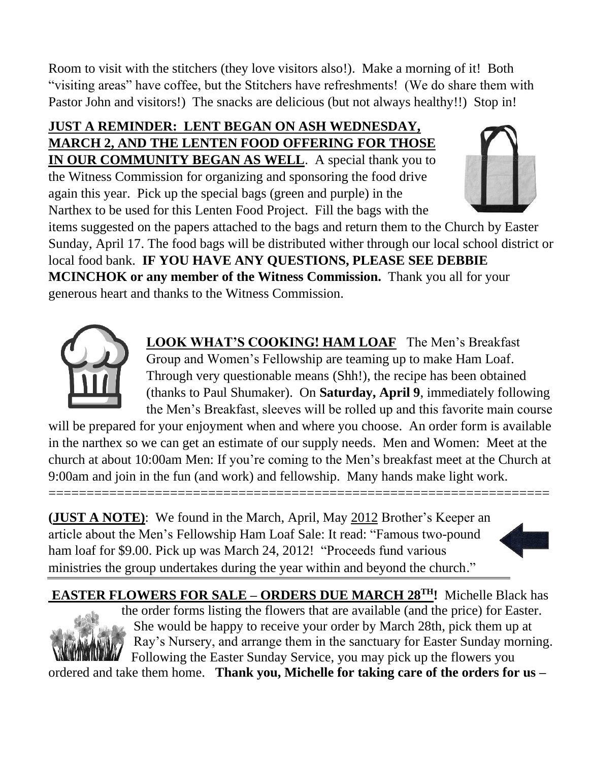Room to visit with the stitchers (they love visitors also!). Make a morning of it! Both "visiting areas" have coffee, but the Stitchers have refreshments! (We do share them with Pastor John and visitors!) The snacks are delicious (but not always healthy!!) Stop in!

**JUST A REMINDER: LENT BEGAN ON ASH WEDNESDAY, MARCH 2, AND THE LENTEN FOOD OFFERING FOR THOSE IN OUR COMMUNITY BEGAN AS WELL**. A special thank you to the Witness Commission for organizing and sponsoring the food drive again this year. Pick up the special bags (green and purple) in the Narthex to be used for this Lenten Food Project. Fill the bags with the items suggested on the papers attached to the bags and return them to the Church by Easter Sunday, April 17. The food bags will be distributed wither through our local school district or local food bank. **IF YOU HAVE ANY QUESTIONS, PLEASE SEE DEBBIE MCINCHOK or any member of the Witness Commission.** Thank you all for your generous heart and thanks to the Witness Commission.

**LOOK WHAT'S COOKING! HAM LOAF** The Men's Breakfast Group and Women's Fellowship are teaming up to make Ham Loaf. Through very questionable means (Shh!), the recipe has been obtained (thanks to Paul Shumaker). On **Saturday, April 9**, immediately following the Men's Breakfast, sleeves will be rolled up and this favorite main course will be prepared for your enjoyment when and where you choose. An order form is available in the narthex so we can get an estimate of our supply needs. Men and Women: Meet at the church at about 10:00am Men: If you're coming to the Men's breakfast meet at the Church at 9:00am and join in the fun (and work) and fellowship. Many hands make light work.

================================================================

**(JUST A NOTE)**: We found in the March, April, May 2012 Brother's Keeper an article about the Men's Fellowship Ham Loaf Sale: It read: "Famous two-pound ham loaf for $9.00. Pick up was March 24, 2012! "Proceeds fund various ministries the group undertakes during the year within and beyond the church."

**EASTER FLOWERS FOR SALE – ORDERS DUE MARCH 28TH!** Michelle Black has the order forms listing the flowers that are available (and the price) for Easter. She would be happy to receive your order by March 28th, pick them up at Ray's Nursery, and arrange them in the sanctuary for Easter Sunday morning. Following the Easter Sunday Service, you may pick up the flowers you ordered and take them home. **Thank you, Michelle for taking care of the orders for us –**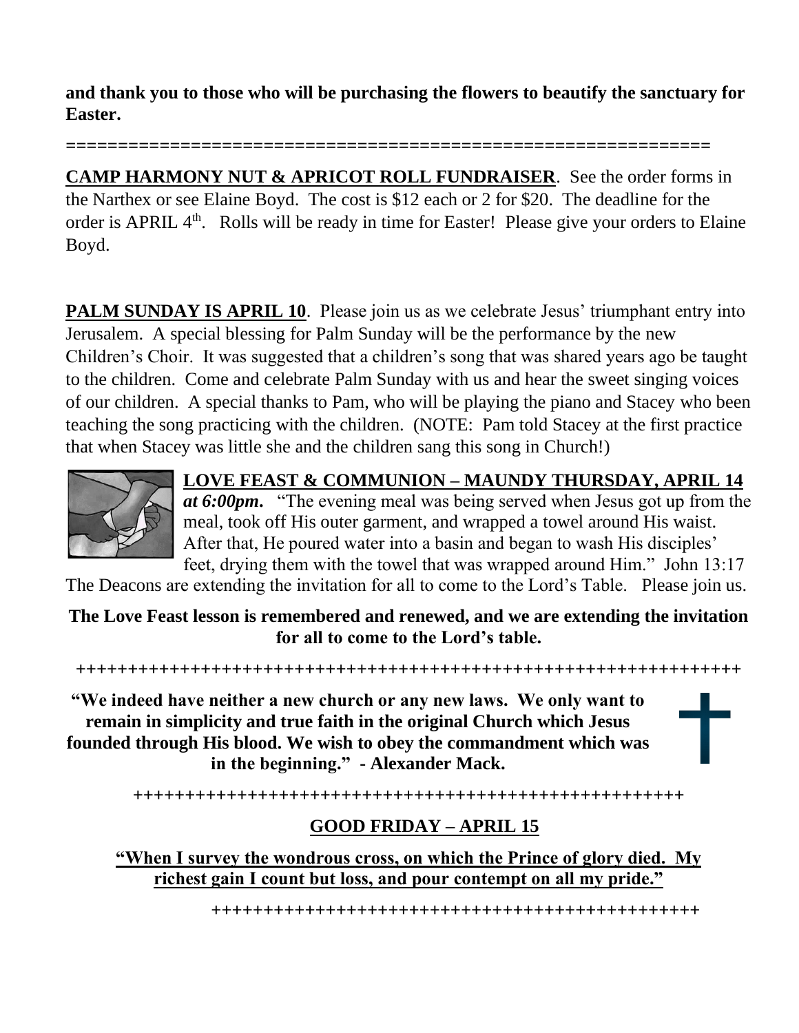**and thank you to those who will be purchasing the flowers to beautify the sanctuary for Easter.**

==============================================================

**CAMP HARMONY NUT & APRICOT ROLL FUNDRAISER**. See the order forms in the Narthex or see Elaine Boyd. The cost is $12 each or 2 for $20. The deadline for the order is APRIL 4th. Rolls will be ready in time for Easter! Please give your orders to Elaine Boyd.

**PALM SUNDAY IS APRIL 10**. Please join us as we celebrate Jesus' triumphant entry into Jerusalem. A special blessing for Palm Sunday will be the performance by the new Children's Choir. It was suggested that a children's song that was shared years ago be taught to the children. Come and celebrate Palm Sunday with us and hear the sweet singing voices of our children. A special thanks to Pam, who will be playing the piano and Stacey who been teaching the song practicing with the children. (NOTE: Pam told Stacey at the first practice that when Stacey was little she and the children sang this song in Church!)

**LOVE FEAST & COMMUNION – MAUNDY THURSDAY, APRIL 14** ***at 6:00pm***. "The evening meal was being served when Jesus got up from the meal, took off His outer garment, and wrapped a towel around His waist. After that, He poured water into a basin and began to wash His disciples' feet, drying them with the towel that was wrapped around Him." John 13:17

The Deacons are extending the invitation for all to come to the Lord's Table. Please join us.

**The Love Feast lesson is remembered and renewed, and we are extending the invitation for all to come to the Lord's table.**

++++++++++++++++++++++++++++++++++++++++++++++++++++++++++++++++

**"We indeed have neither a new church or any new laws. We only want to remain in simplicity and true faith in the original Church which Jesus founded through His blood. We wish to obey the commandment which was in the beginning." - Alexander Mack.**

+++++++++++++++++++++++++++++++++++++++++++++++++++++

**GOOD FRIDAY – APRIL 15**

**"When I survey the wondrous cross, on which the Prince of glory died. My richest gain I count but loss, and pour contempt on all my pride."**

+++++++++++++++++++++++++++++++++++++++++++++++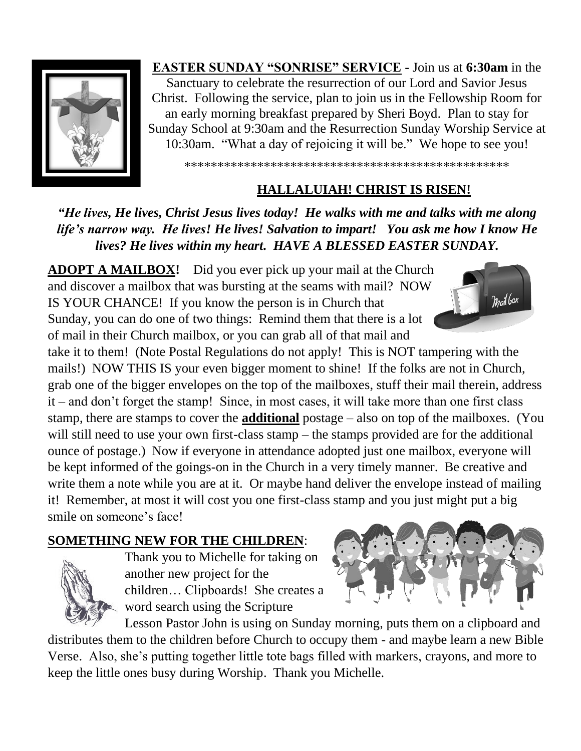**EASTER SUNDAY "SONRISE" SERVICE** - Join us at **6:30am** in the Sanctuary to celebrate the resurrection of our Lord and Savior Jesus Christ. Following the service, plan to join us in the Fellowship Room for an early morning breakfast prepared by Sheri Boyd. Plan to stay for Sunday School at 9:30am and the Resurrection Sunday Worship Service at 10:30am. "What a day of rejoicing it will be." We hope to see you!

**************************************************

**HALLALUIAH! CHRIST IS RISEN!**

***"He lives, He lives, Christ Jesus lives today! He walks with me and talks with me along life's narrow way. He lives! He lives! Salvation to impart! You ask me how I know He lives? He lives within my heart. HAVE A BLESSED EASTER SUNDAY.***

**ADOPT A MAILBOX!** Did you ever pick up your mail at the Church and discover a mailbox that was bursting at the seams with mail? NOW IS YOUR CHANCE! If you know the person is in Church that Sunday, you can do one of two things: Remind them that there is a lot of mail in their Church mailbox, or you can grab all of that mail and take it to them! (Note Postal Regulations do not apply! This is NOT tampering with the mails!) NOW THIS IS your even bigger moment to shine! If the folks are not in Church, grab one of the bigger envelopes on the top of the mailboxes, stuff their mail therein, address it – and don't forget the stamp! Since, in most cases, it will take more than one first class stamp, there are stamps to cover the **additional** postage – also on top of the mailboxes. (You will still need to use your own first-class stamp – the stamps provided are for the additional ounce of postage.) Now if everyone in attendance adopted just one mailbox, everyone will be kept informed of the goings-on in the Church in a very timely manner. Be creative and write them a note while you are at it. Or maybe hand deliver the envelope instead of mailing it! Remember, at most it will cost you one first-class stamp and you just might put a big smile on someone's face!

**SOMETHING NEW FOR THE CHILDREN**:

Thank you to Michelle for taking on another new project for the children… Clipboards! She creates a word search using the Scripture Lesson Pastor John is using on Sunday morning, puts them on a clipboard and distributes them to the children before Church to occupy them - and maybe learn a new Bible Verse. Also, she's putting together little tote bags filled with markers, crayons, and more to keep the little ones busy during Worship. Thank you Michelle.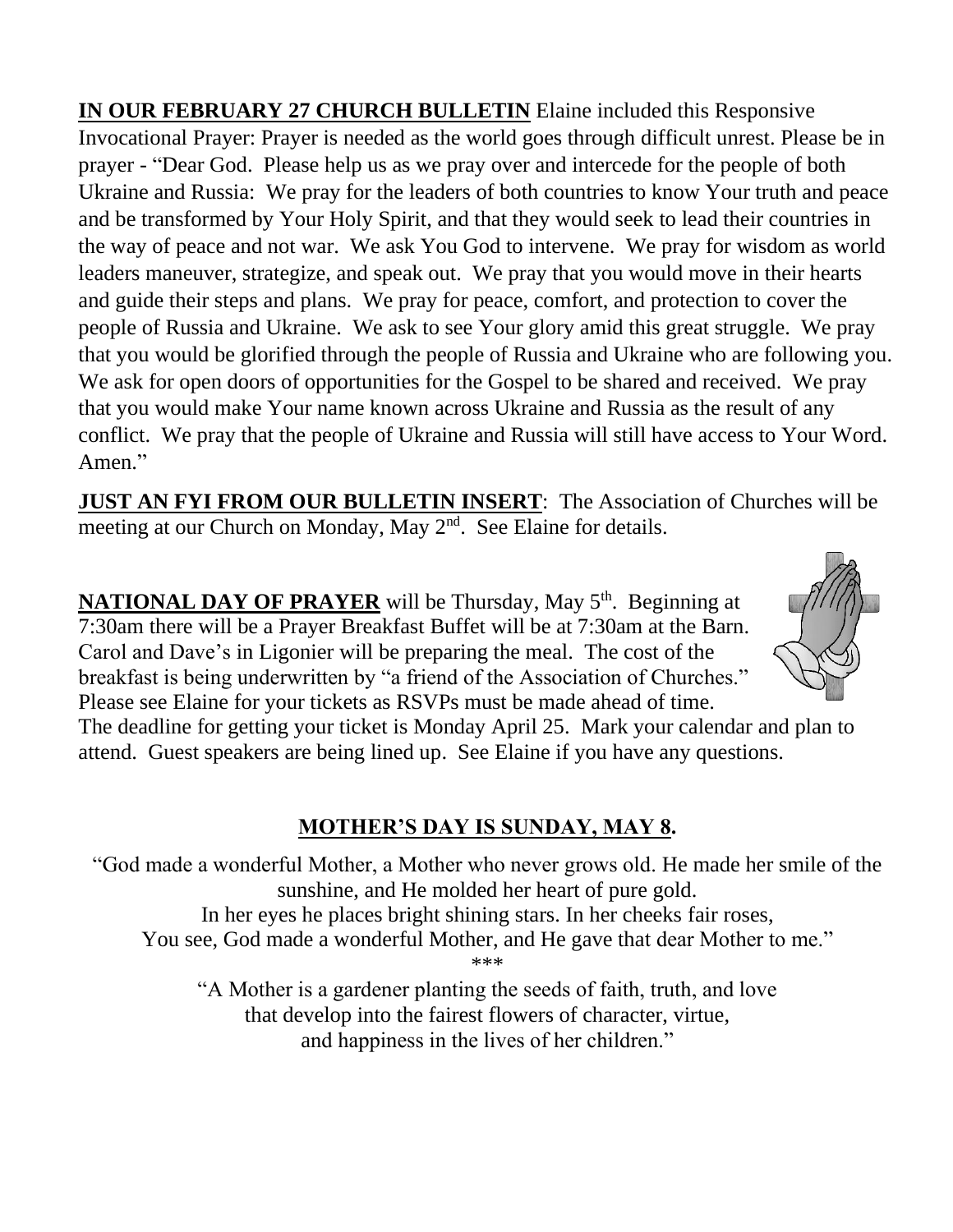**IN OUR FEBRUARY 27 CHURCH BULLETIN** Elaine included this Responsive Invocational Prayer: Prayer is needed as the world goes through difficult unrest. Please be in prayer - "Dear God. Please help us as we pray over and intercede for the people of both Ukraine and Russia: We pray for the leaders of both countries to know Your truth and peace and be transformed by Your Holy Spirit, and that they would seek to lead their countries in the way of peace and not war. We ask You God to intervene. We pray for wisdom as world leaders maneuver, strategize, and speak out. We pray that you would move in their hearts and guide their steps and plans. We pray for peace, comfort, and protection to cover the people of Russia and Ukraine. We ask to see Your glory amid this great struggle. We pray that you would be glorified through the people of Russia and Ukraine who are following you. We ask for open doors of opportunities for the Gospel to be shared and received. We pray that you would make Your name known across Ukraine and Russia as the result of any conflict. We pray that the people of Ukraine and Russia will still have access to Your Word. Amen."

**JUST AN FYI FROM OUR BULLETIN INSERT**: The Association of Churches will be meeting at our Church on Monday, May 2nd. See Elaine for details.

**NATIONAL DAY OF PRAYER** will be Thursday, May 5th. Beginning at 7:30am there will be a Prayer Breakfast Buffet will be at 7:30am at the Barn. Carol and Dave's in Ligonier will be preparing the meal. The cost of the breakfast is being underwritten by "a friend of the Association of Churches." Please see Elaine for your tickets as RSVPs must be made ahead of time. The deadline for getting your ticket is Monday April 25. Mark your calendar and plan to attend. Guest speakers are being lined up. See Elaine if you have any questions.

## MOTHER'S DAY IS SUNDAY, MAY 8.

"God made a wonderful Mother, a Mother who never grows old. He made her smile of the sunshine, and He molded her heart of pure gold.
In her eyes he places bright shining stars. In her cheeks fair roses,
You see, God made a wonderful Mother, and He gave that dear Mother to me."

***

"A Mother is a gardener planting the seeds of faith, truth, and love
that develop into the fairest flowers of character, virtue,
and happiness in the lives of her children."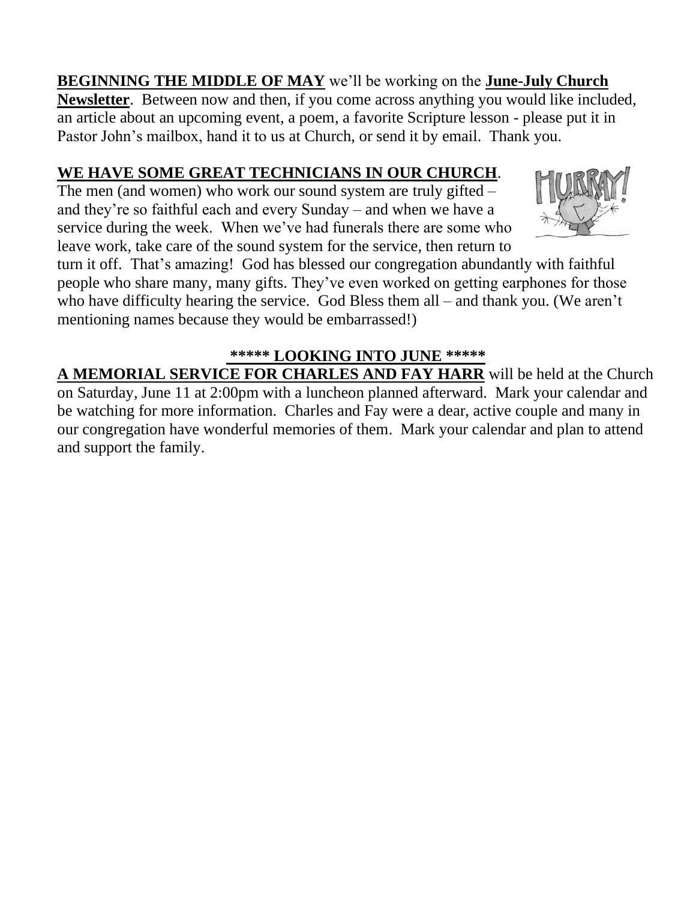**<u>BEGINNING THE MIDDLE OF MAY</u>** we'll be working on the **<u>June-July Church Newsletter</u>**. Between now and then, if you come across anything you would like included, an article about an upcoming event, a poem, a favorite Scripture lesson - please put it in Pastor John's mailbox, hand it to us at Church, or send it by email. Thank you.

**<u>WE HAVE SOME GREAT TECHNICIANS IN OUR CHURCH</u>**. The men (and women) who work our sound system are truly gifted – and they're so faithful each and every Sunday – and when we have a service during the week. When we've had funerals there are some who leave work, take care of the sound system for the service, then return to turn it off. That's amazing! God has blessed our congregation abundantly with faithful people who share many, many gifts. They've even worked on getting earphones for those who have difficulty hearing the service. God Bless them all – and thank you. (We aren't mentioning names because they would be embarrassed!)

**<u>***** LOOKING INTO JUNE *****</u>**

**<u>A MEMORIAL SERVICE FOR CHARLES AND FAY HARR</u>** will be held at the Church on Saturday, June 11 at 2:00pm with a luncheon planned afterward. Mark your calendar and be watching for more information. Charles and Fay were a dear, active couple and many in our congregation have wonderful memories of them. Mark your calendar and plan to attend and support the family.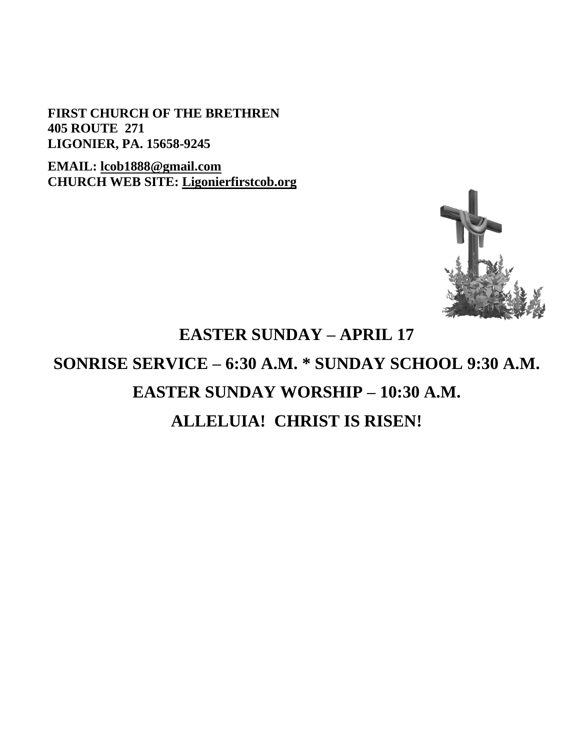**FIRST CHURCH OF THE BRETHREN**
**405 ROUTE 271**
**LIGONIER, PA. 15658-9245**

**EMAIL: lcob1888@gmail.com**
**CHURCH WEB SITE: Ligonierfirstcob.org**

## EASTER SUNDAY – APRIL 17

## SONRISE SERVICE – 6:30 A.M. * SUNDAY SCHOOL 9:30 A.M.

## EASTER SUNDAY WORSHIP – 10:30 A.M.

## ALLELUIA! CHRIST IS RISEN!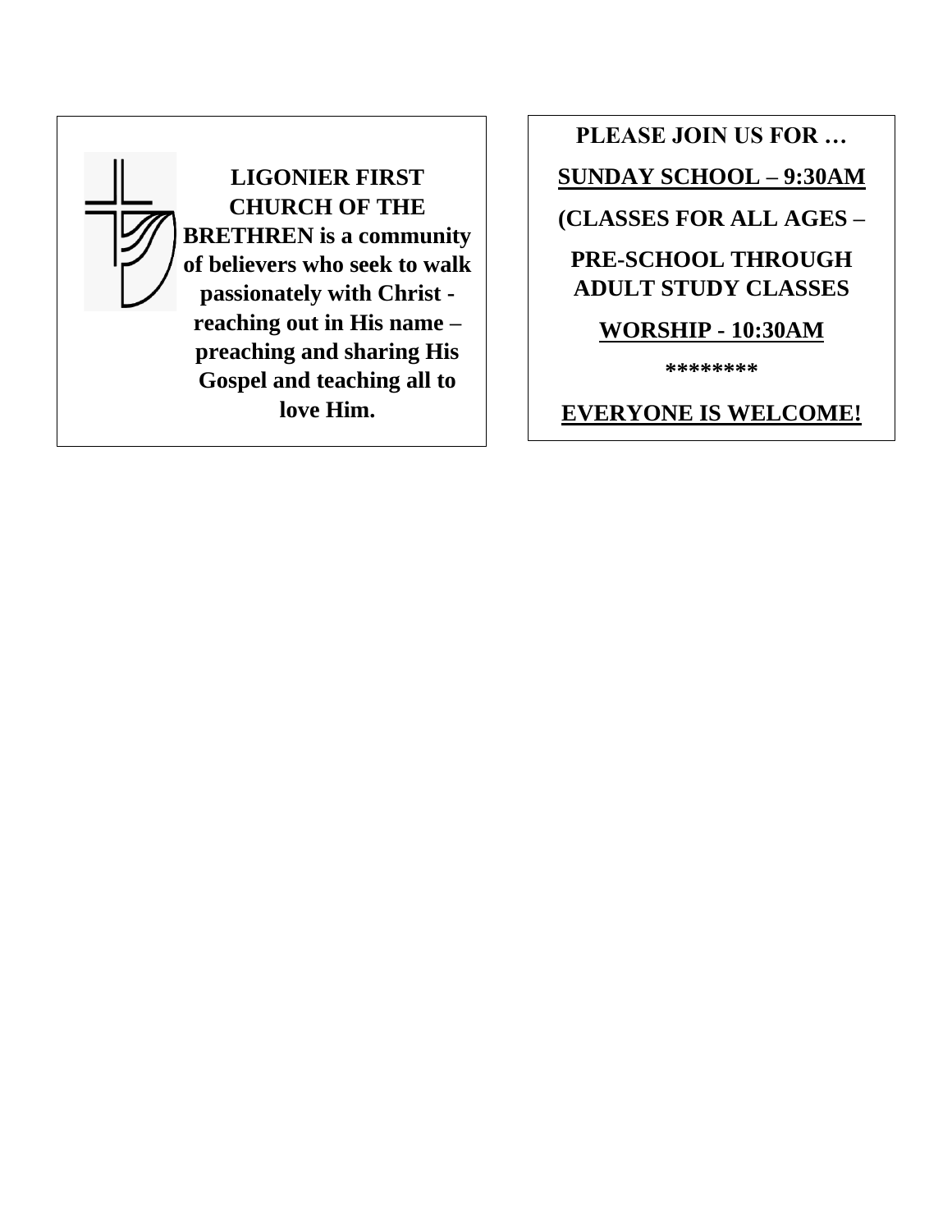**LIGONIER FIRST CHURCH OF THE BRETHREN is a community of believers who seek to walk passionately with Christ - reaching out in His name – preaching and sharing His Gospel and teaching all to love Him.**

**PLEASE JOIN US FOR …**

**SUNDAY SCHOOL – 9:30AM**

**(CLASSES FOR ALL AGES –**

**PRE-SCHOOL THROUGH ADULT STUDY CLASSES**

**WORSHIP - 10:30AM**

**\*\*\*\*\*\*\*\***

**EVERYONE IS WELCOME!**